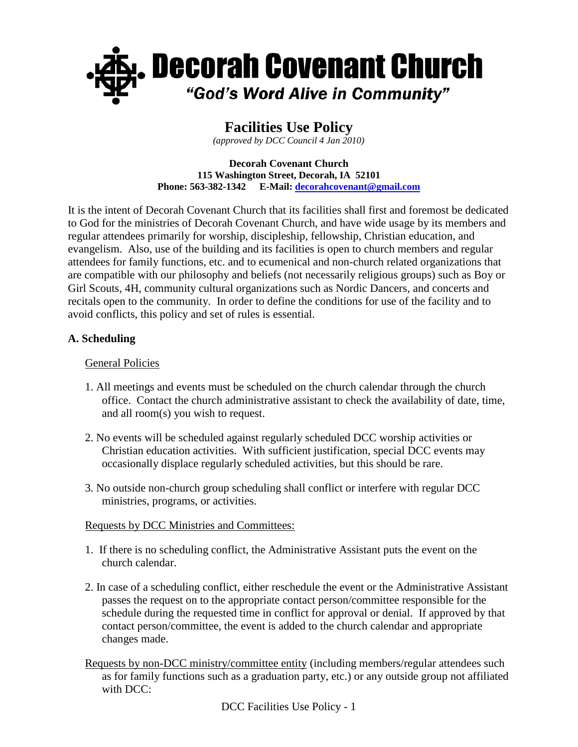# Decorah Covenant Church

*"God's Word Alive in Community"*

## Facilities Use Policy

*(approved by DCC Council 4 Jan 2010)*

**Decorah Covenant Church**
**115 Washington Street, Decorah, IA 52101**
**Phone: 563-382-1342 E-Mail: decorahcovenant@gmail.com**

It is the intent of Decorah Covenant Church that its facilities shall first and foremost be dedicated to God for the ministries of Decorah Covenant Church, and have wide usage by its members and regular attendees primarily for worship, discipleship, fellowship, Christian education, and evangelism. Also, use of the building and its facilities is open to church members and regular attendees for family functions, etc. and to ecumenical and non-church related organizations that are compatible with our philosophy and beliefs (not necessarily religious groups) such as Boy or Girl Scouts, 4H, community cultural organizations such as Nordic Dancers, and concerts and recitals open to the community. In order to define the conditions for use of the facility and to avoid conflicts, this policy and set of rules is essential.

### A. Scheduling

General Policies

1. All meetings and events must be scheduled on the church calendar through the church office. Contact the church administrative assistant to check the availability of date, time, and all room(s) you wish to request.
2. No events will be scheduled against regularly scheduled DCC worship activities or Christian education activities. With sufficient justification, special DCC events may occasionally displace regularly scheduled activities, but this should be rare.
3. No outside non-church group scheduling shall conflict or interfere with regular DCC ministries, programs, or activities.

Requests by DCC Ministries and Committees:

1. If there is no scheduling conflict, the Administrative Assistant puts the event on the church calendar.
2. In case of a scheduling conflict, either reschedule the event or the Administrative Assistant passes the request on to the appropriate contact person/committee responsible for the schedule during the requested time in conflict for approval or denial. If approved by that contact person/committee, the event is added to the church calendar and appropriate changes made.

Requests by non-DCC ministry/committee entity (including members/regular attendees such as for family functions such as a graduation party, etc.) or any outside group not affiliated with DCC: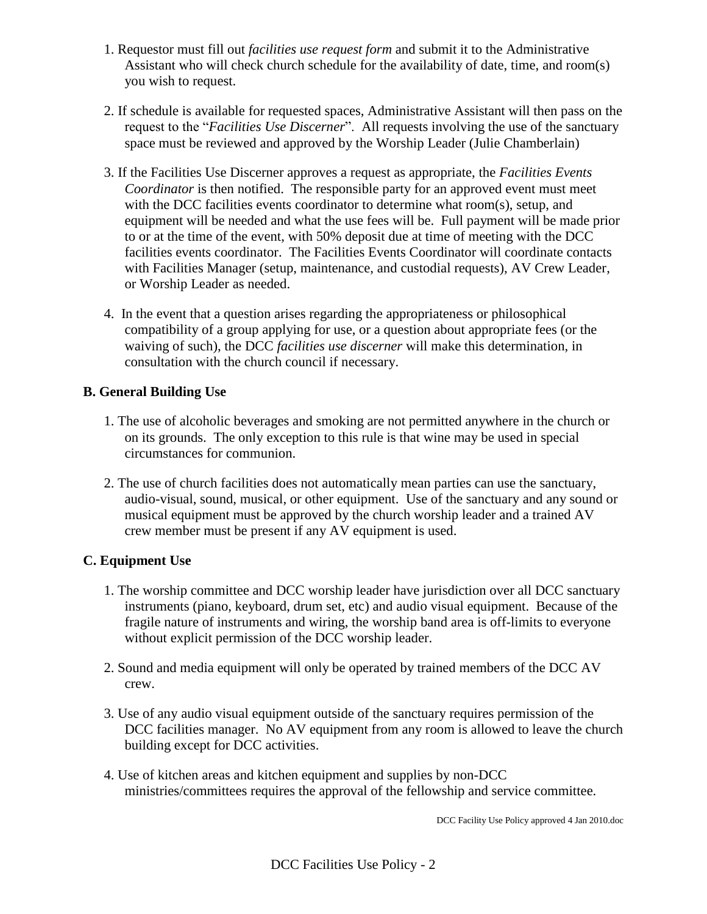1. Requestor must fill out *facilities use request form* and submit it to the Administrative Assistant who will check church schedule for the availability of date, time, and room(s) you wish to request.

2. If schedule is available for requested spaces, Administrative Assistant will then pass on the request to the "*Facilities Use Discerner*". All requests involving the use of the sanctuary space must be reviewed and approved by the Worship Leader (Julie Chamberlain)

3. If the Facilities Use Discerner approves a request as appropriate, the *Facilities Events Coordinator* is then notified. The responsible party for an approved event must meet with the DCC facilities events coordinator to determine what room(s), setup, and equipment will be needed and what the use fees will be. Full payment will be made prior to or at the time of the event, with 50% deposit due at time of meeting with the DCC facilities events coordinator. The Facilities Events Coordinator will coordinate contacts with Facilities Manager (setup, maintenance, and custodial requests), AV Crew Leader, or Worship Leader as needed.

4. In the event that a question arises regarding the appropriateness or philosophical compatibility of a group applying for use, or a question about appropriate fees (or the waiving of such), the DCC *facilities use discerner* will make this determination, in consultation with the church council if necessary.

**B. General Building Use**

1. The use of alcoholic beverages and smoking are not permitted anywhere in the church or on its grounds. The only exception to this rule is that wine may be used in special circumstances for communion.

2. The use of church facilities does not automatically mean parties can use the sanctuary, audio-visual, sound, musical, or other equipment. Use of the sanctuary and any sound or musical equipment must be approved by the church worship leader and a trained AV crew member must be present if any AV equipment is used.

**C. Equipment Use**

1. The worship committee and DCC worship leader have jurisdiction over all DCC sanctuary instruments (piano, keyboard, drum set, etc) and audio visual equipment. Because of the fragile nature of instruments and wiring, the worship band area is off-limits to everyone without explicit permission of the DCC worship leader.

2. Sound and media equipment will only be operated by trained members of the DCC AV crew.

3. Use of any audio visual equipment outside of the sanctuary requires permission of the DCC facilities manager. No AV equipment from any room is allowed to leave the church building except for DCC activities.

4. Use of kitchen areas and kitchen equipment and supplies by non-DCC ministries/committees requires the approval of the fellowship and service committee.

DCC Facility Use Policy approved 4 Jan 2010.doc